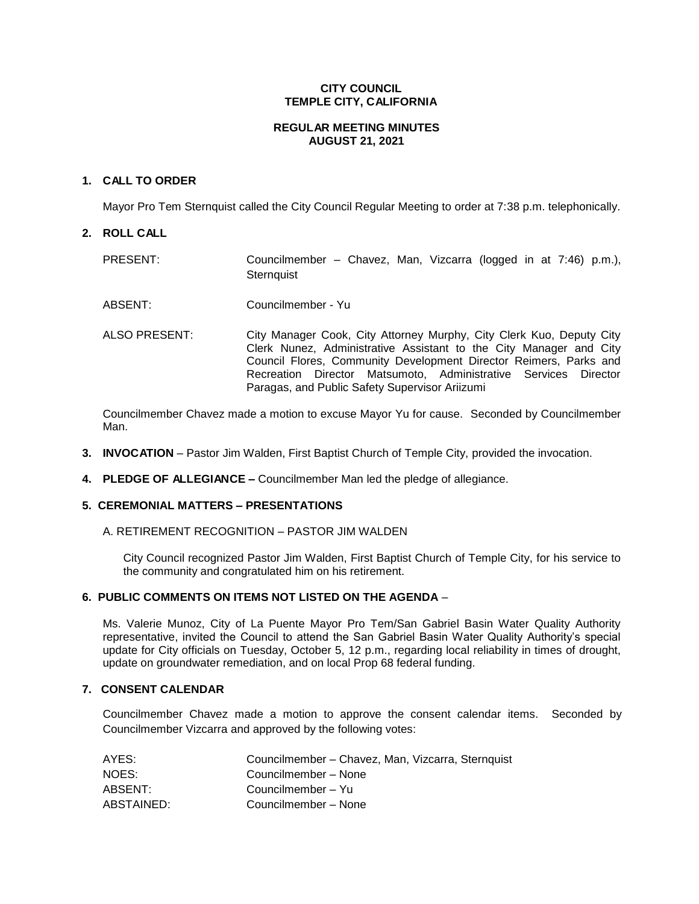**CITY COUNCIL**
**TEMPLE CITY, CALIFORNIA**

**REGULAR MEETING MINUTES**
**AUGUST 21, 2021**

## 1. CALL TO ORDER

Mayor Pro Tem Sternquist called the City Council Regular Meeting to order at 7:38 p.m. telephonically.

## 2. ROLL CALL

| | |
|---|---|
| PRESENT: | Councilmember – Chavez, Man, Vizcarra (logged in at 7:46) p.m.), Sternquist |
| ABSENT: | Councilmember - Yu |
| ALSO PRESENT: | City Manager Cook, City Attorney Murphy, City Clerk Kuo, Deputy City Clerk Nunez, Administrative Assistant to the City Manager and City Council Flores, Community Development Director Reimers, Parks and Recreation Director Matsumoto, Administrative Services Director Paragas, and Public Safety Supervisor Ariizumi |

Councilmember Chavez made a motion to excuse Mayor Yu for cause. Seconded by Councilmember Man.

**3. INVOCATION** – Pastor Jim Walden, First Baptist Church of Temple City, provided the invocation.

**4. PLEDGE OF ALLEGIANCE –** Councilmember Man led the pledge of allegiance.

## 5. CEREMONIAL MATTERS – PRESENTATIONS

A. RETIREMENT RECOGNITION – PASTOR JIM WALDEN

City Council recognized Pastor Jim Walden, First Baptist Church of Temple City, for his service to the community and congratulated him on his retirement.

## 6. PUBLIC COMMENTS ON ITEMS NOT LISTED ON THE AGENDA –

Ms. Valerie Munoz, City of La Puente Mayor Pro Tem/San Gabriel Basin Water Quality Authority representative, invited the Council to attend the San Gabriel Basin Water Quality Authority's special update for City officials on Tuesday, October 5, 12 p.m., regarding local reliability in times of drought, update on groundwater remediation, and on local Prop 68 federal funding.

## 7. CONSENT CALENDAR

Councilmember Chavez made a motion to approve the consent calendar items. Seconded by Councilmember Vizcarra and approved by the following votes:

| | |
|---|---|
| AYES: | Councilmember – Chavez, Man, Vizcarra, Sternquist |
| NOES: | Councilmember – None |
| ABSENT: | Councilmember – Yu |
| ABSTAINED: | Councilmember – None |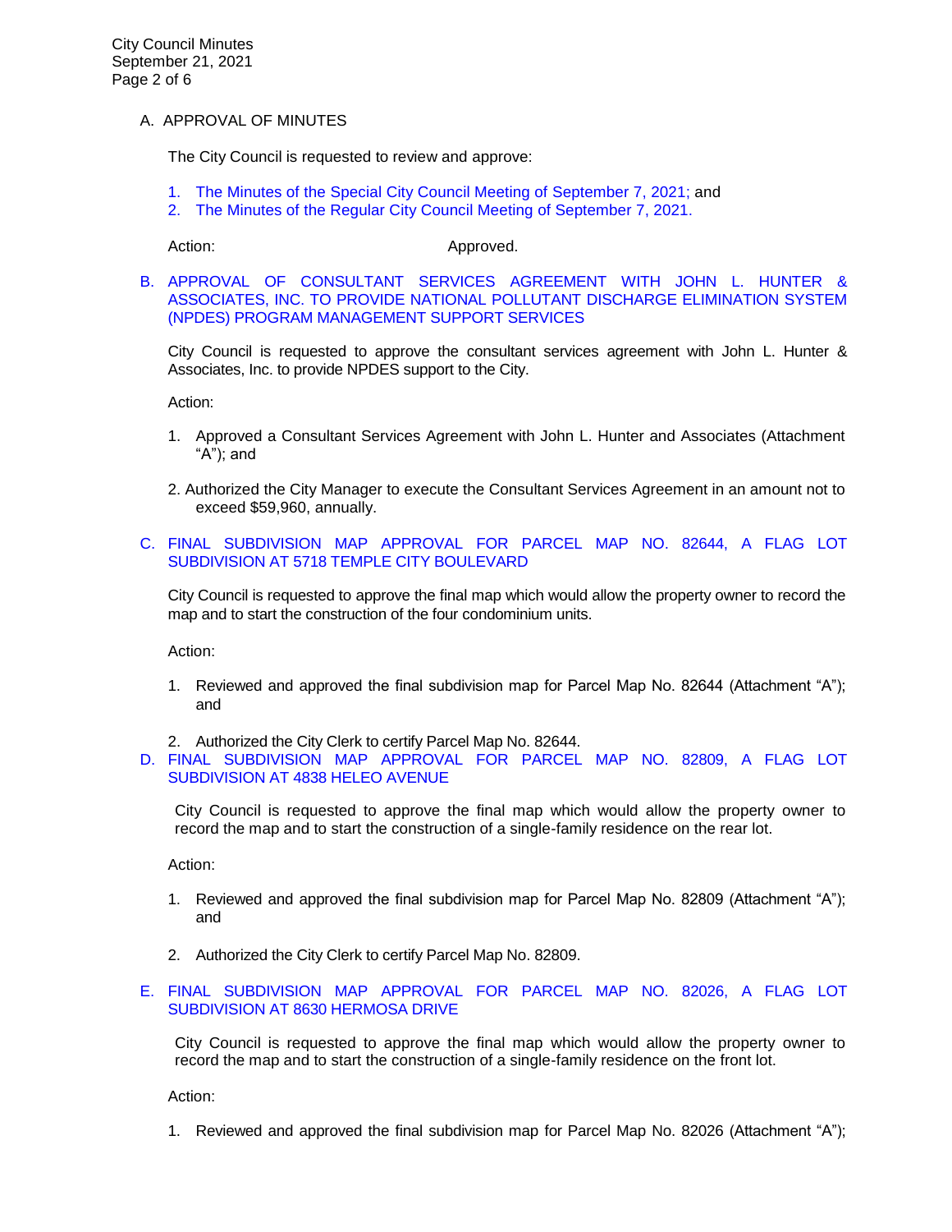A. APPROVAL OF MINUTES

The City Council is requested to review and approve:

1. The Minutes of the Special City Council Meeting of September 7, 2021; and
2. The Minutes of the Regular City Council Meeting of September 7, 2021.

Action: Approved.

B. APPROVAL OF CONSULTANT SERVICES AGREEMENT WITH JOHN L. HUNTER & ASSOCIATES, INC. TO PROVIDE NATIONAL POLLUTANT DISCHARGE ELIMINATION SYSTEM (NPDES) PROGRAM MANAGEMENT SUPPORT SERVICES

City Council is requested to approve the consultant services agreement with John L. Hunter & Associates, Inc. to provide NPDES support to the City.

Action:

1. Approved a Consultant Services Agreement with John L. Hunter and Associates (Attachment "A"); and
2. Authorized the City Manager to execute the Consultant Services Agreement in an amount not to exceed $59,960, annually.

C. FINAL SUBDIVISION MAP APPROVAL FOR PARCEL MAP NO. 82644, A FLAG LOT SUBDIVISION AT 5718 TEMPLE CITY BOULEVARD

City Council is requested to approve the final map which would allow the property owner to record the map and to start the construction of the four condominium units.

Action:

1. Reviewed and approved the final subdivision map for Parcel Map No. 82644 (Attachment "A"); and
2. Authorized the City Clerk to certify Parcel Map No. 82644.

D. FINAL SUBDIVISION MAP APPROVAL FOR PARCEL MAP NO. 82809, A FLAG LOT SUBDIVISION AT 4838 HELEO AVENUE

City Council is requested to approve the final map which would allow the property owner to record the map and to start the construction of a single-family residence on the rear lot.

Action:

1. Reviewed and approved the final subdivision map for Parcel Map No. 82809 (Attachment "A"); and
2. Authorized the City Clerk to certify Parcel Map No. 82809.

E. FINAL SUBDIVISION MAP APPROVAL FOR PARCEL MAP NO. 82026, A FLAG LOT SUBDIVISION AT 8630 HERMOSA DRIVE

City Council is requested to approve the final map which would allow the property owner to record the map and to start the construction of a single-family residence on the front lot.

Action:

1. Reviewed and approved the final subdivision map for Parcel Map No. 82026 (Attachment "A");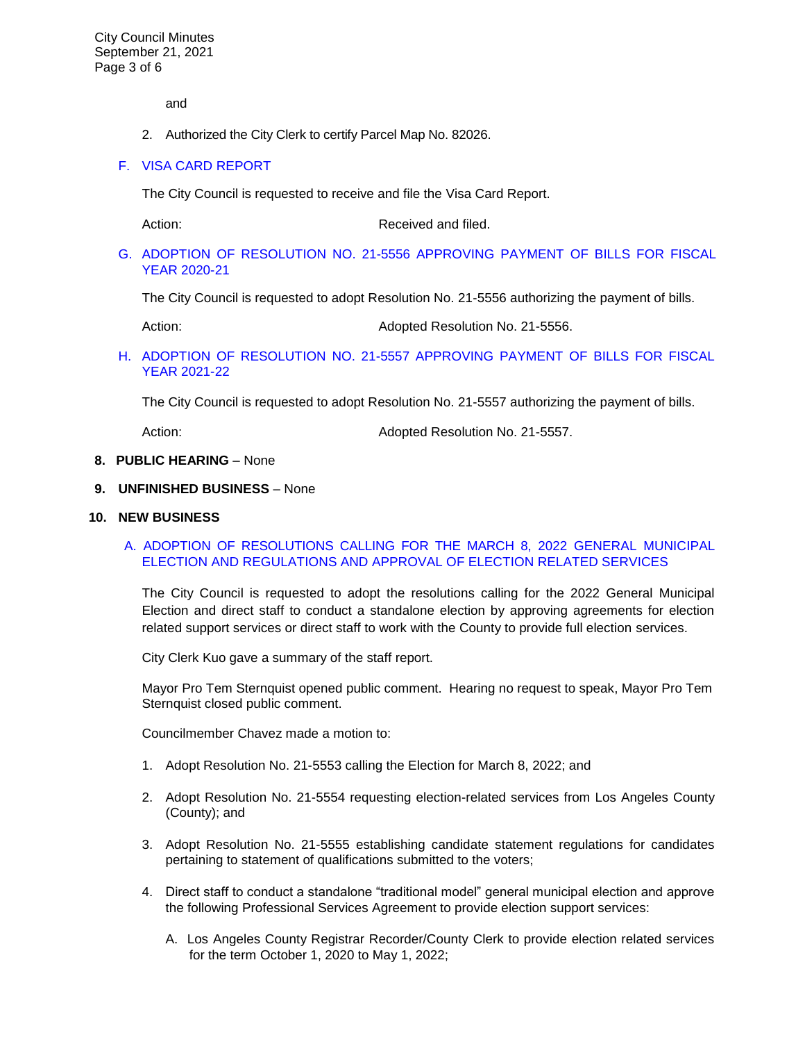and

2. Authorized the City Clerk to certify Parcel Map No. 82026.

F. VISA CARD REPORT

The City Council is requested to receive and file the Visa Card Report.

Action: Received and filed.

G. ADOPTION OF RESOLUTION NO. 21-5556 APPROVING PAYMENT OF BILLS FOR FISCAL YEAR 2020-21

The City Council is requested to adopt Resolution No. 21-5556 authorizing the payment of bills.

Action: Adopted Resolution No. 21-5556.

H. ADOPTION OF RESOLUTION NO. 21-5557 APPROVING PAYMENT OF BILLS FOR FISCAL YEAR 2021-22

The City Council is requested to adopt Resolution No. 21-5557 authorizing the payment of bills.

Action: Adopted Resolution No. 21-5557.

**8. PUBLIC HEARING** – None

**9. UNFINISHED BUSINESS** – None

**10. NEW BUSINESS**

A. ADOPTION OF RESOLUTIONS CALLING FOR THE MARCH 8, 2022 GENERAL MUNICIPAL ELECTION AND REGULATIONS AND APPROVAL OF ELECTION RELATED SERVICES

The City Council is requested to adopt the resolutions calling for the 2022 General Municipal Election and direct staff to conduct a standalone election by approving agreements for election related support services or direct staff to work with the County to provide full election services.

City Clerk Kuo gave a summary of the staff report.

Mayor Pro Tem Sternquist opened public comment. Hearing no request to speak, Mayor Pro Tem Sternquist closed public comment.

Councilmember Chavez made a motion to:

1. Adopt Resolution No. 21-5553 calling the Election for March 8, 2022; and

2. Adopt Resolution No. 21-5554 requesting election-related services from Los Angeles County (County); and

3. Adopt Resolution No. 21-5555 establishing candidate statement regulations for candidates pertaining to statement of qualifications submitted to the voters;

4. Direct staff to conduct a standalone "traditional model" general municipal election and approve the following Professional Services Agreement to provide election support services:

   A. Los Angeles County Registrar Recorder/County Clerk to provide election related services for the term October 1, 2020 to May 1, 2022;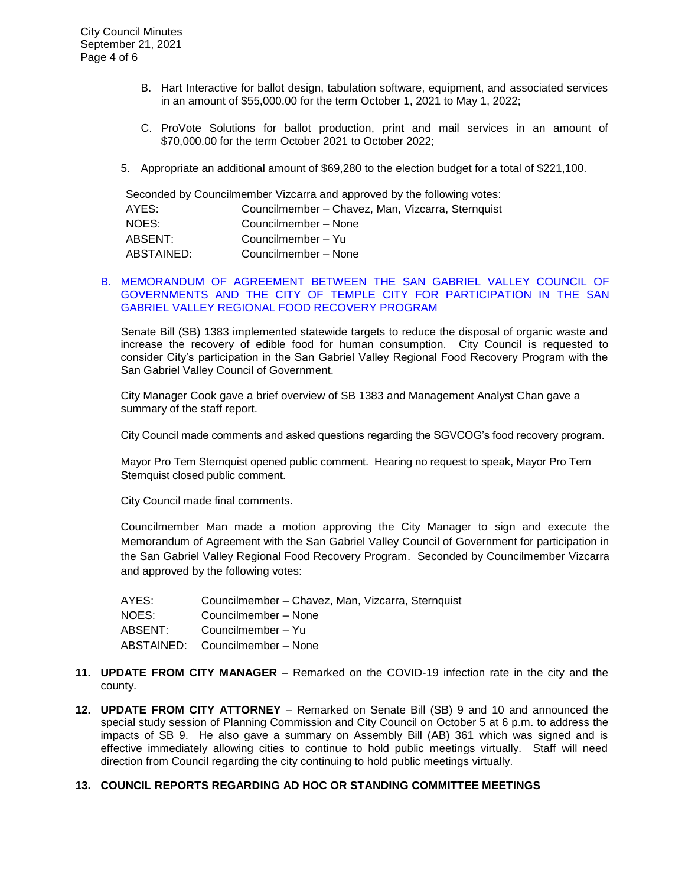B. Hart Interactive for ballot design, tabulation software, equipment, and associated services in an amount of $55,000.00 for the term October 1, 2021 to May 1, 2022;

C. ProVote Solutions for ballot production, print and mail services in an amount of $70,000.00 for the term October 2021 to October 2022;

5. Appropriate an additional amount of $69,280 to the election budget for a total of $221,100.

Seconded by Councilmember Vizcarra and approved by the following votes:

| | |
|---|---|
| AYES: | Councilmember – Chavez, Man, Vizcarra, Sternquist |
| NOES: | Councilmember – None |
| ABSENT: | Councilmember – Yu |
| ABSTAINED: | Councilmember – None |

B. MEMORANDUM OF AGREEMENT BETWEEN THE SAN GABRIEL VALLEY COUNCIL OF GOVERNMENTS AND THE CITY OF TEMPLE CITY FOR PARTICIPATION IN THE SAN GABRIEL VALLEY REGIONAL FOOD RECOVERY PROGRAM

Senate Bill (SB) 1383 implemented statewide targets to reduce the disposal of organic waste and increase the recovery of edible food for human consumption. City Council is requested to consider City's participation in the San Gabriel Valley Regional Food Recovery Program with the San Gabriel Valley Council of Government.

City Manager Cook gave a brief overview of SB 1383 and Management Analyst Chan gave a summary of the staff report.

City Council made comments and asked questions regarding the SGVCOG's food recovery program.

Mayor Pro Tem Sternquist opened public comment. Hearing no request to speak, Mayor Pro Tem Sternquist closed public comment.

City Council made final comments.

Councilmember Man made a motion approving the City Manager to sign and execute the Memorandum of Agreement with the San Gabriel Valley Council of Government for participation in the San Gabriel Valley Regional Food Recovery Program. Seconded by Councilmember Vizcarra and approved by the following votes:

| | |
|---|---|
| AYES: | Councilmember – Chavez, Man, Vizcarra, Sternquist |
| NOES: | Councilmember – None |
| ABSENT: | Councilmember – Yu |
| ABSTAINED: | Councilmember – None |

11. **UPDATE FROM CITY MANAGER** – Remarked on the COVID-19 infection rate in the city and the county.

12. **UPDATE FROM CITY ATTORNEY** – Remarked on Senate Bill (SB) 9 and 10 and announced the special study session of Planning Commission and City Council on October 5 at 6 p.m. to address the impacts of SB 9. He also gave a summary on Assembly Bill (AB) 361 which was signed and is effective immediately allowing cities to continue to hold public meetings virtually. Staff will need direction from Council regarding the city continuing to hold public meetings virtually.

13. **COUNCIL REPORTS REGARDING AD HOC OR STANDING COMMITTEE MEETINGS**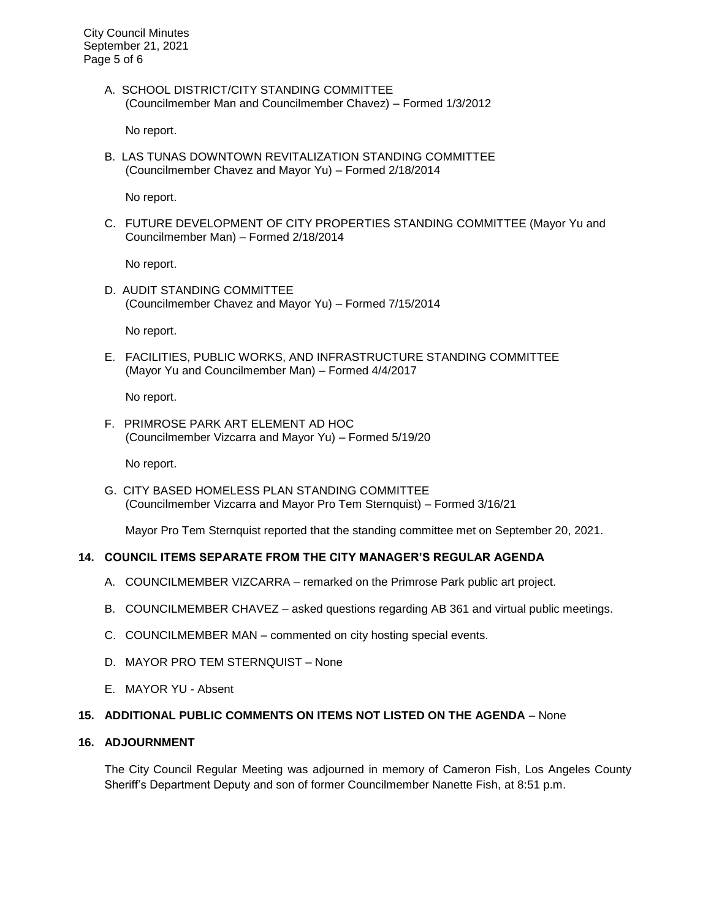A. SCHOOL DISTRICT/CITY STANDING COMMITTEE
(Councilmember Man and Councilmember Chavez) – Formed 1/3/2012

No report.

B. LAS TUNAS DOWNTOWN REVITALIZATION STANDING COMMITTEE
(Councilmember Chavez and Mayor Yu) – Formed 2/18/2014

No report.

C. FUTURE DEVELOPMENT OF CITY PROPERTIES STANDING COMMITTEE (Mayor Yu and Councilmember Man) – Formed 2/18/2014

No report.

D. AUDIT STANDING COMMITTEE
(Councilmember Chavez and Mayor Yu) – Formed 7/15/2014

No report.

E. FACILITIES, PUBLIC WORKS, AND INFRASTRUCTURE STANDING COMMITTEE
(Mayor Yu and Councilmember Man) – Formed 4/4/2017

No report.

F. PRIMROSE PARK ART ELEMENT AD HOC
(Councilmember Vizcarra and Mayor Yu) – Formed 5/19/20

No report.

G. CITY BASED HOMELESS PLAN STANDING COMMITTEE
(Councilmember Vizcarra and Mayor Pro Tem Sternquist) – Formed 3/16/21

Mayor Pro Tem Sternquist reported that the standing committee met on September 20, 2021.

**14. COUNCIL ITEMS SEPARATE FROM THE CITY MANAGER'S REGULAR AGENDA**

A. COUNCILMEMBER VIZCARRA – remarked on the Primrose Park public art project.

B. COUNCILMEMBER CHAVEZ – asked questions regarding AB 361 and virtual public meetings.

C. COUNCILMEMBER MAN – commented on city hosting special events.

D. MAYOR PRO TEM STERNQUIST – None

E. MAYOR YU - Absent

**15. ADDITIONAL PUBLIC COMMENTS ON ITEMS NOT LISTED ON THE AGENDA** – None

**16. ADJOURNMENT**

The City Council Regular Meeting was adjourned in memory of Cameron Fish, Los Angeles County Sheriff's Department Deputy and son of former Councilmember Nanette Fish, at 8:51 p.m.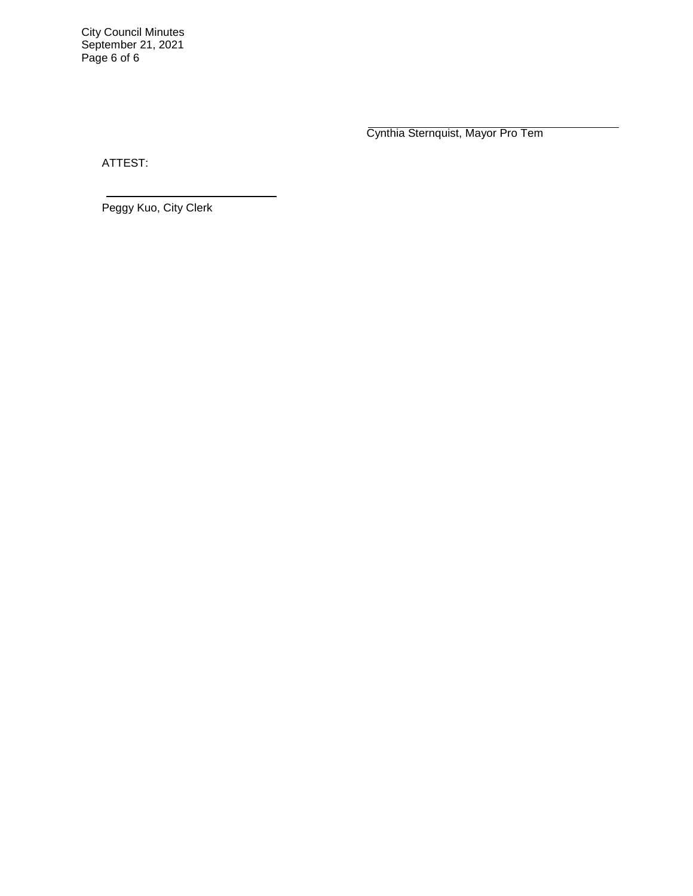Cynthia Sternquist, Mayor Pro Tem

ATTEST:

Peggy Kuo, City Clerk